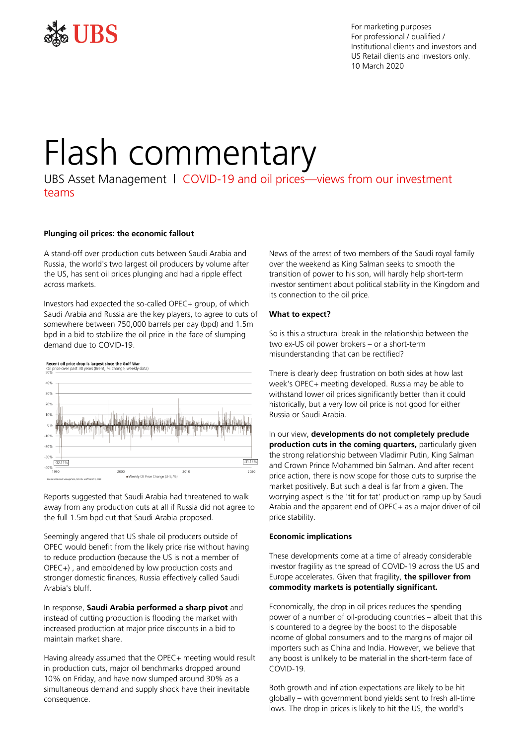For marketing purposes
For professional / qualified / Institutional clients and investors and US Retail clients and investors only.
10 March 2020

# Flash commentary

UBS Asset Management | COVID-19 and oil prices—views from our investment teams

### Plunging oil prices: the economic fallout

A stand-off over production cuts between Saudi Arabia and Russia, the world's two largest oil producers by volume after the US, has sent oil prices plunging and had a ripple effect across markets.

Investors had expected the so-called OPEC+ group, of which Saudi Arabia and Russia are the key players, to agree to cuts of somewhere between 750,000 barrels per day (bpd) and 1.5m bpd in a bid to stabilize the oil price in the face of slumping demand due to COVID-19.

Recent oil price drop is largest since the Gulf War
Oil price over past 30 years (Brent, % change, weekly data)

Reports suggested that Saudi Arabia had threatened to walk away from any production cuts at all if Russia did not agree to the full 1.5m bpd cut that Saudi Arabia proposed.

Seemingly angered that US shale oil producers outside of OPEC would benefit from the likely price rise without having to reduce production (because the US is not a member of OPEC+) , and emboldened by low production costs and stronger domestic finances, Russia effectively called Saudi Arabia's bluff.

In response, **Saudi Arabia performed a sharp pivot** and instead of cutting production is flooding the market with increased production at major price discounts in a bid to maintain market share.

Having already assumed that the OPEC+ meeting would result in production cuts, major oil benchmarks dropped around 10% on Friday, and have now slumped around 30% as a simultaneous demand and supply shock have their inevitable consequence.

News of the arrest of two members of the Saudi royal family over the weekend as King Salman seeks to smooth the transition of power to his son, will hardly help short-term investor sentiment about political stability in the Kingdom and its connection to the oil price.

### What to expect?

So is this a structural break in the relationship between the two ex-US oil power brokers – or a short-term misunderstanding that can be rectified?

There is clearly deep frustration on both sides at how last week's OPEC+ meeting developed. Russia may be able to withstand lower oil prices significantly better than it could historically, but a very low oil price is not good for either Russia or Saudi Arabia.

In our view, **developments do not completely preclude production cuts in the coming quarters,** particularly given the strong relationship between Vladimir Putin, King Salman and Crown Prince Mohammed bin Salman. And after recent price action, there is now scope for those cuts to surprise the market positively. But such a deal is far from a given. The worrying aspect is the 'tit for tat' production ramp up by Saudi Arabia and the apparent end of OPEC+ as a major driver of oil price stability.

### Economic implications

These developments come at a time of already considerable investor fragility as the spread of COVID-19 across the US and Europe accelerates. Given that fragility, **the spillover from commodity markets is potentially significant.**

Economically, the drop in oil prices reduces the spending power of a number of oil-producing countries – albeit that this is countered to a degree by the boost to the disposable income of global consumers and to the margins of major oil importers such as China and India. However, we believe that any boost is unlikely to be material in the short-term face of COVID-19.

Both growth and inflation expectations are likely to be hit globally – with government bond yields sent to fresh all-time lows. The drop in prices is likely to hit the US, the world's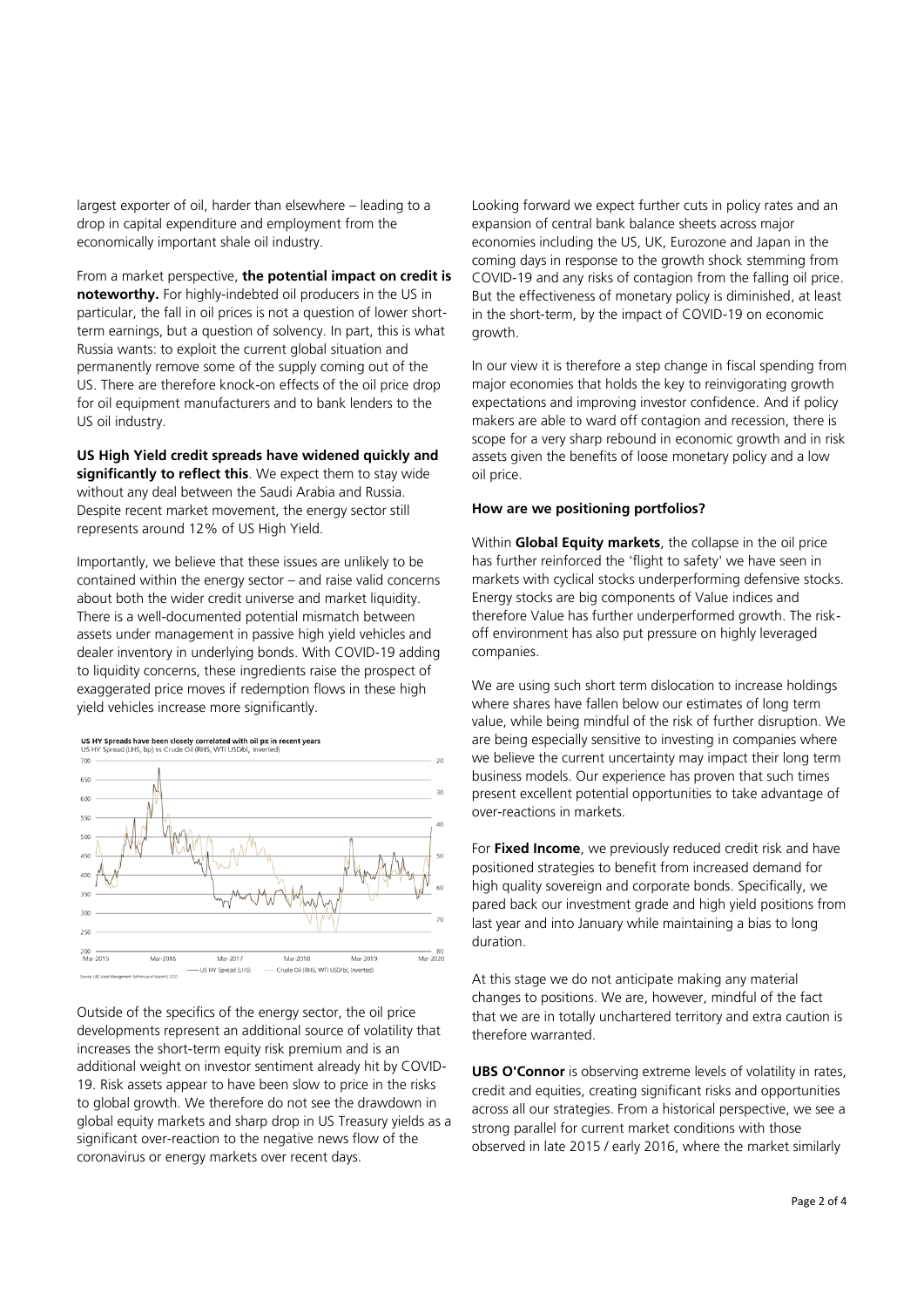largest exporter of oil, harder than elsewhere – leading to a drop in capital expenditure and employment from the economically important shale oil industry.

From a market perspective, **the potential impact on credit is noteworthy.** For highly-indebted oil producers in the US in particular, the fall in oil prices is not a question of lower short-term earnings, but a question of solvency. In part, this is what Russia wants: to exploit the current global situation and permanently remove some of the supply coming out of the US. There are therefore knock-on effects of the oil price drop for oil equipment manufacturers and to bank lenders to the US oil industry.

**US High Yield credit spreads have widened quickly and significantly to reflect this**. We expect them to stay wide without any deal between the Saudi Arabia and Russia. Despite recent market movement, the energy sector still represents around 12% of US High Yield.

Importantly, we believe that these issues are unlikely to be contained within the energy sector – and raise valid concerns about both the wider credit universe and market liquidity. There is a well-documented potential mismatch between assets under management in passive high yield vehicles and dealer inventory in underlying bonds. With COVID-19 adding to liquidity concerns, these ingredients raise the prospect of exaggerated price moves if redemption flows in these high yield vehicles increase more significantly.

**US HY Spreads have been closely correlated with oil px in recent years**
US HY Spread (LHS, bp) vs Crude Oil (RHS, WTI USD/bl, Inverted)

Source: UBS Asset Management, Refinitiv as of March 6, 2020

Outside of the specifics of the energy sector, the oil price developments represent an additional source of volatility that increases the short-term equity risk premium and is an additional weight on investor sentiment already hit by COVID-19. Risk assets appear to have been slow to price in the risks to global growth. We therefore do not see the drawdown in global equity markets and sharp drop in US Treasury yields as a significant over-reaction to the negative news flow of the coronavirus or energy markets over recent days.

Looking forward we expect further cuts in policy rates and an expansion of central bank balance sheets across major economies including the US, UK, Eurozone and Japan in the coming days in response to the growth shock stemming from COVID-19 and any risks of contagion from the falling oil price. But the effectiveness of monetary policy is diminished, at least in the short-term, by the impact of COVID-19 on economic growth.

In our view it is therefore a step change in fiscal spending from major economies that holds the key to reinvigorating growth expectations and improving investor confidence. And if policy makers are able to ward off contagion and recession, there is scope for a very sharp rebound in economic growth and in risk assets given the benefits of loose monetary policy and a low oil price.

**How are we positioning portfolios?**

Within **Global Equity markets**, the collapse in the oil price has further reinforced the 'flight to safety' we have seen in markets with cyclical stocks underperforming defensive stocks. Energy stocks are big components of Value indices and therefore Value has further underperformed growth. The risk-off environment has also put pressure on highly leveraged companies.

We are using such short term dislocation to increase holdings where shares have fallen below our estimates of long term value, while being mindful of the risk of further disruption. We are being especially sensitive to investing in companies where we believe the current uncertainty may impact their long term business models. Our experience has proven that such times present excellent potential opportunities to take advantage of over-reactions in markets.

For **Fixed Income**, we previously reduced credit risk and have positioned strategies to benefit from increased demand for high quality sovereign and corporate bonds. Specifically, we pared back our investment grade and high yield positions from last year and into January while maintaining a bias to long duration.

At this stage we do not anticipate making any material changes to positions. We are, however, mindful of the fact that we are in totally unchartered territory and extra caution is therefore warranted.

**UBS O'Connor** is observing extreme levels of volatility in rates, credit and equities, creating significant risks and opportunities across all our strategies. From a historical perspective, we see a strong parallel for current market conditions with those observed in late 2015 / early 2016, where the market similarly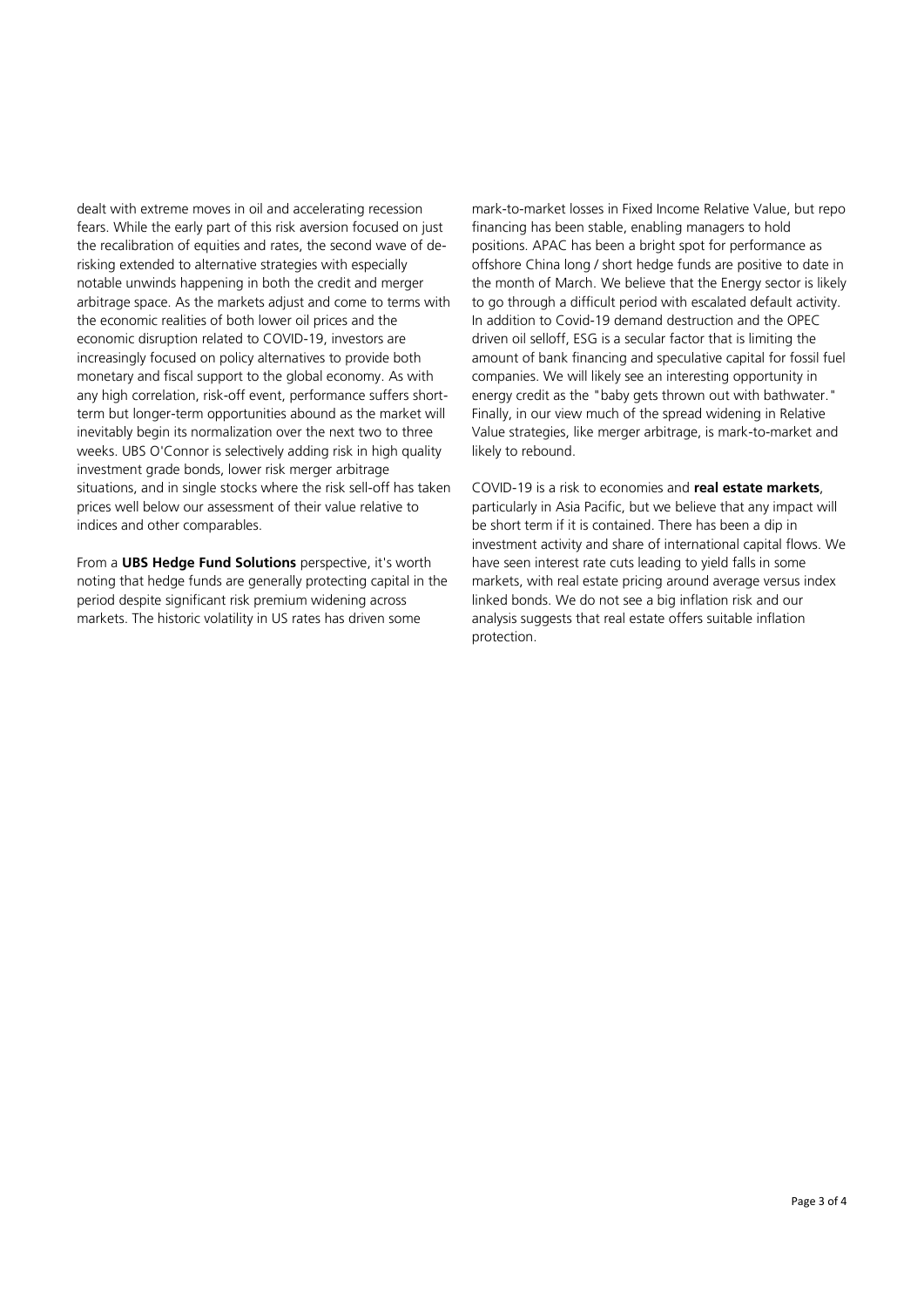dealt with extreme moves in oil and accelerating recession fears. While the early part of this risk aversion focused on just the recalibration of equities and rates, the second wave of de-risking extended to alternative strategies with especially notable unwinds happening in both the credit and merger arbitrage space. As the markets adjust and come to terms with the economic realities of both lower oil prices and the economic disruption related to COVID-19, investors are increasingly focused on policy alternatives to provide both monetary and fiscal support to the global economy. As with any high correlation, risk-off event, performance suffers short-term but longer-term opportunities abound as the market will inevitably begin its normalization over the next two to three weeks. UBS O'Connor is selectively adding risk in high quality investment grade bonds, lower risk merger arbitrage situations, and in single stocks where the risk sell-off has taken prices well below our assessment of their value relative to indices and other comparables.

From a **UBS Hedge Fund Solutions** perspective, it's worth noting that hedge funds are generally protecting capital in the period despite significant risk premium widening across markets. The historic volatility in US rates has driven some mark-to-market losses in Fixed Income Relative Value, but repo financing has been stable, enabling managers to hold positions. APAC has been a bright spot for performance as offshore China long / short hedge funds are positive to date in the month of March. We believe that the Energy sector is likely to go through a difficult period with escalated default activity. In addition to Covid-19 demand destruction and the OPEC driven oil selloff, ESG is a secular factor that is limiting the amount of bank financing and speculative capital for fossil fuel companies. We will likely see an interesting opportunity in energy credit as the "baby gets thrown out with bathwater." Finally, in our view much of the spread widening in Relative Value strategies, like merger arbitrage, is mark-to-market and likely to rebound.

COVID-19 is a risk to economies and **real estate markets**, particularly in Asia Pacific, but we believe that any impact will be short term if it is contained. There has been a dip in investment activity and share of international capital flows. We have seen interest rate cuts leading to yield falls in some markets, with real estate pricing around average versus index linked bonds. We do not see a big inflation risk and our analysis suggests that real estate offers suitable inflation protection.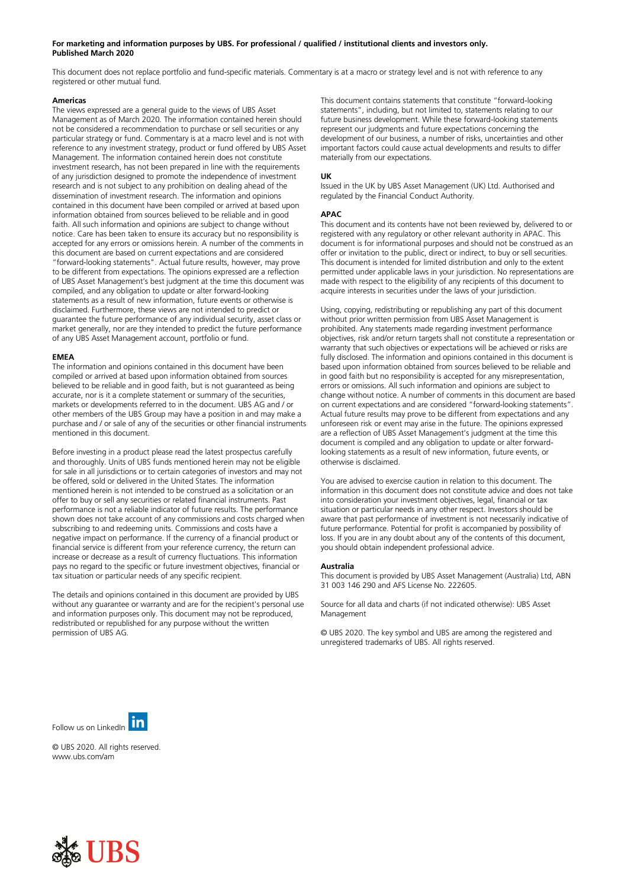**For marketing and information purposes by UBS. For professional / qualified / institutional clients and investors only.**
**Published March 2020**

This document does not replace portfolio and fund-specific materials. Commentary is at a macro or strategy level and is not with reference to any registered or other mutual fund.

**Americas**

The views expressed are a general guide to the views of UBS Asset Management as of March 2020. The information contained herein should not be considered a recommendation to purchase or sell securities or any particular strategy or fund. Commentary is at a macro level and is not with reference to any investment strategy, product or fund offered by UBS Asset Management. The information contained herein does not constitute investment research, has not been prepared in line with the requirements of any jurisdiction designed to promote the independence of investment research and is not subject to any prohibition on dealing ahead of the dissemination of investment research. The information and opinions contained in this document have been compiled or arrived at based upon information obtained from sources believed to be reliable and in good faith. All such information and opinions are subject to change without notice. Care has been taken to ensure its accuracy but no responsibility is accepted for any errors or omissions herein. A number of the comments in this document are based on current expectations and are considered "forward-looking statements". Actual future results, however, may prove to be different from expectations. The opinions expressed are a reflection of UBS Asset Management's best judgment at the time this document was compiled, and any obligation to update or alter forward-looking statements as a result of new information, future events or otherwise is disclaimed. Furthermore, these views are not intended to predict or guarantee the future performance of any individual security, asset class or market generally, nor are they intended to predict the future performance of any UBS Asset Management account, portfolio or fund.

**EMEA**

The information and opinions contained in this document have been compiled or arrived at based upon information obtained from sources believed to be reliable and in good faith, but is not guaranteed as being accurate, nor is it a complete statement or summary of the securities, markets or developments referred to in the document. UBS AG and / or other members of the UBS Group may have a position in and may make a purchase and / or sale of any of the securities or other financial instruments mentioned in this document.

Before investing in a product please read the latest prospectus carefully and thoroughly. Units of UBS funds mentioned herein may not be eligible for sale in all jurisdictions or to certain categories of investors and may not be offered, sold or delivered in the United States. The information mentioned herein is not intended to be construed as a solicitation or an offer to buy or sell any securities or related financial instruments. Past performance is not a reliable indicator of future results. The performance shown does not take account of any commissions and costs charged when subscribing to and redeeming units. Commissions and costs have a negative impact on performance. If the currency of a financial product or financial service is different from your reference currency, the return can increase or decrease as a result of currency fluctuations. This information pays no regard to the specific or future investment objectives, financial or tax situation or particular needs of any specific recipient.

The details and opinions contained in this document are provided by UBS without any guarantee or warranty and are for the recipient's personal use and information purposes only. This document may not be reproduced, redistributed or republished for any purpose without the written permission of UBS AG.

This document contains statements that constitute "forward-looking statements", including, but not limited to, statements relating to our future business development. While these forward-looking statements represent our judgments and future expectations concerning the development of our business, a number of risks, uncertainties and other important factors could cause actual developments and results to differ materially from our expectations.

**UK**

Issued in the UK by UBS Asset Management (UK) Ltd. Authorised and regulated by the Financial Conduct Authority.

**APAC**

This document and its contents have not been reviewed by, delivered to or registered with any regulatory or other relevant authority in APAC. This document is for informational purposes and should not be construed as an offer or invitation to the public, direct or indirect, to buy or sell securities. This document is intended for limited distribution and only to the extent permitted under applicable laws in your jurisdiction. No representations are made with respect to the eligibility of any recipients of this document to acquire interests in securities under the laws of your jurisdiction.

Using, copying, redistributing or republishing any part of this document without prior written permission from UBS Asset Management is prohibited. Any statements made regarding investment performance objectives, risk and/or return targets shall not constitute a representation or warranty that such objectives or expectations will be achieved or risks are fully disclosed. The information and opinions contained in this document is based upon information obtained from sources believed to be reliable and in good faith but no responsibility is accepted for any misrepresentation, errors or omissions. All such information and opinions are subject to change without notice. A number of comments in this document are based on current expectations and are considered "forward-looking statements". Actual future results may prove to be different from expectations and any unforeseen risk or event may arise in the future. The opinions expressed are a reflection of UBS Asset Management's judgment at the time this document is compiled and any obligation to update or alter forward-looking statements as a result of new information, future events, or otherwise is disclaimed.

You are advised to exercise caution in relation to this document. The information in this document does not constitute advice and does not take into consideration your investment objectives, legal, financial or tax situation or particular needs in any other respect. Investors should be aware that past performance of investment is not necessarily indicative of future performance. Potential for profit is accompanied by possibility of loss. If you are in any doubt about any of the contents of this document, you should obtain independent professional advice.

**Australia**

This document is provided by UBS Asset Management (Australia) Ltd, ABN 31 003 146 290 and AFS License No. 222605.

Source for all data and charts (if not indicated otherwise): UBS Asset Management

© UBS 2020. The key symbol and UBS are among the registered and unregistered trademarks of UBS. All rights reserved.

Follow us on LinkedIn

© UBS 2020. All rights reserved.
www.ubs.com/am

UBS